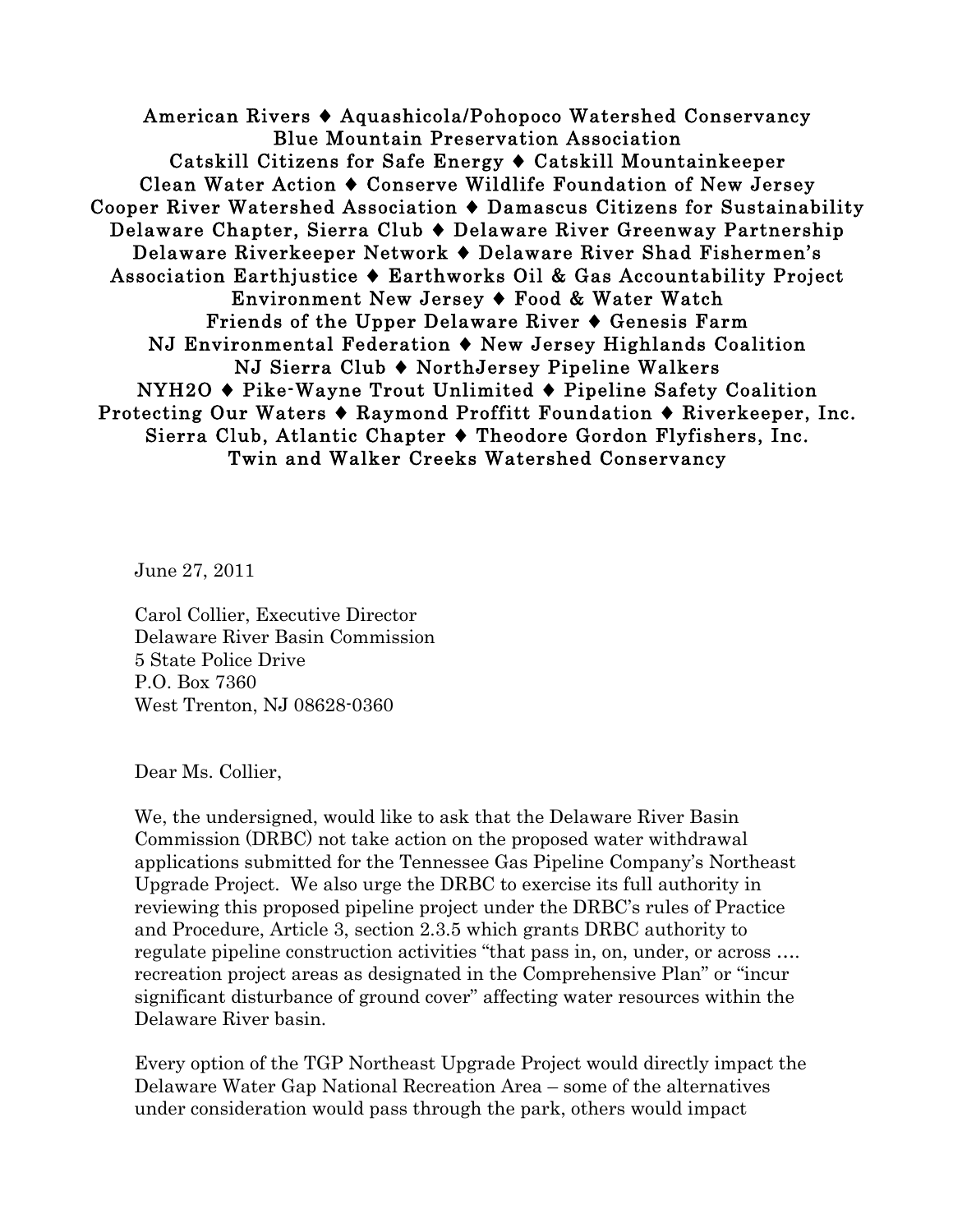American Rivers ♦ Aquashicola/Pohopoco Watershed Conservancy
Blue Mountain Preservation Association
Catskill Citizens for Safe Energy ♦ Catskill Mountainkeeper
Clean Water Action ♦ Conserve Wildlife Foundation of New Jersey
Cooper River Watershed Association ♦ Damascus Citizens for Sustainability
Delaware Chapter, Sierra Club ♦ Delaware River Greenway Partnership
Delaware Riverkeeper Network ♦ Delaware River Shad Fishermen's
Association Earthjustice ♦ Earthworks Oil & Gas Accountability Project
Environment New Jersey ♦ Food & Water Watch
Friends of the Upper Delaware River ♦ Genesis Farm
NJ Environmental Federation ♦ New Jersey Highlands Coalition
NJ Sierra Club ♦ NorthJersey Pipeline Walkers
NYH2O ♦ Pike-Wayne Trout Unlimited ♦ Pipeline Safety Coalition
Protecting Our Waters ♦ Raymond Proffitt Foundation ♦ Riverkeeper, Inc.
Sierra Club, Atlantic Chapter ♦ Theodore Gordon Flyfishers, Inc.
Twin and Walker Creeks Watershed Conservancy

June 27, 2011

Carol Collier, Executive Director
Delaware River Basin Commission
5 State Police Drive
P.O. Box 7360
West Trenton, NJ 08628-0360

Dear Ms. Collier,

We, the undersigned, would like to ask that the Delaware River Basin Commission (DRBC) not take action on the proposed water withdrawal applications submitted for the Tennessee Gas Pipeline Company's Northeast Upgrade Project. We also urge the DRBC to exercise its full authority in reviewing this proposed pipeline project under the DRBC's rules of Practice and Procedure, Article 3, section 2.3.5 which grants DRBC authority to regulate pipeline construction activities "that pass in, on, under, or across …. recreation project areas as designated in the Comprehensive Plan" or "incur significant disturbance of ground cover" affecting water resources within the Delaware River basin.

Every option of the TGP Northeast Upgrade Project would directly impact the Delaware Water Gap National Recreation Area – some of the alternatives under consideration would pass through the park, others would impact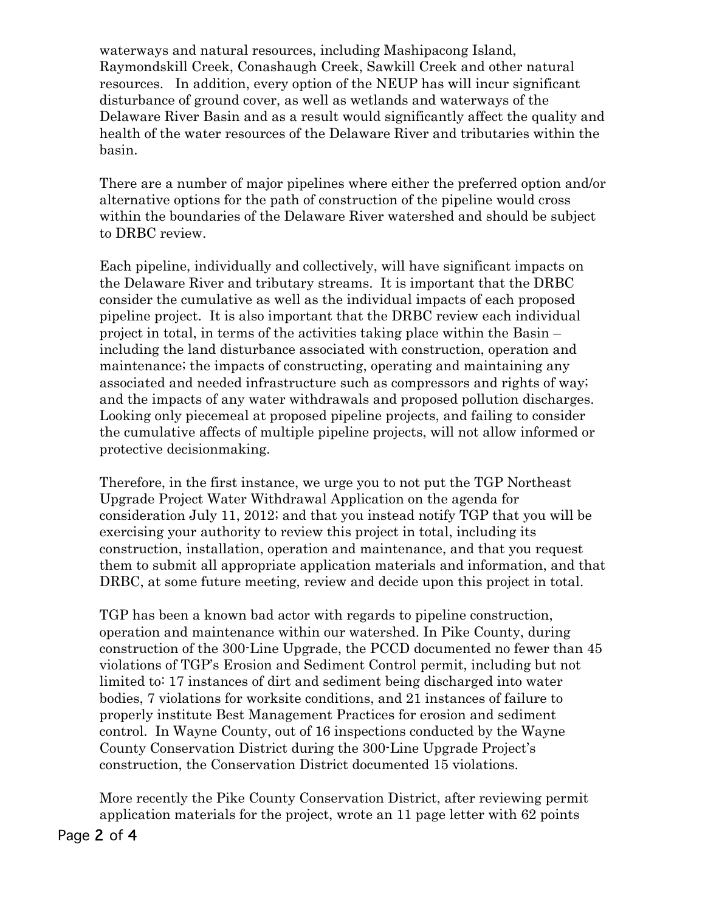waterways and natural resources, including Mashipacong Island, Raymondskill Creek, Conashaugh Creek, Sawkill Creek and other natural resources. In addition, every option of the NEUP has will incur significant disturbance of ground cover, as well as wetlands and waterways of the Delaware River Basin and as a result would significantly affect the quality and health of the water resources of the Delaware River and tributaries within the basin.

There are a number of major pipelines where either the preferred option and/or alternative options for the path of construction of the pipeline would cross within the boundaries of the Delaware River watershed and should be subject to DRBC review.

Each pipeline, individually and collectively, will have significant impacts on the Delaware River and tributary streams. It is important that the DRBC consider the cumulative as well as the individual impacts of each proposed pipeline project. It is also important that the DRBC review each individual project in total, in terms of the activities taking place within the Basin – including the land disturbance associated with construction, operation and maintenance; the impacts of constructing, operating and maintaining any associated and needed infrastructure such as compressors and rights of way; and the impacts of any water withdrawals and proposed pollution discharges. Looking only piecemeal at proposed pipeline projects, and failing to consider the cumulative affects of multiple pipeline projects, will not allow informed or protective decisionmaking.

Therefore, in the first instance, we urge you to not put the TGP Northeast Upgrade Project Water Withdrawal Application on the agenda for consideration July 11, 2012; and that you instead notify TGP that you will be exercising your authority to review this project in total, including its construction, installation, operation and maintenance, and that you request them to submit all appropriate application materials and information, and that DRBC, at some future meeting, review and decide upon this project in total.

TGP has been a known bad actor with regards to pipeline construction, operation and maintenance within our watershed. In Pike County, during construction of the 300-Line Upgrade, the PCCD documented no fewer than 45 violations of TGP's Erosion and Sediment Control permit, including but not limited to: 17 instances of dirt and sediment being discharged into water bodies, 7 violations for worksite conditions, and 21 instances of failure to properly institute Best Management Practices for erosion and sediment control. In Wayne County, out of 16 inspections conducted by the Wayne County Conservation District during the 300-Line Upgrade Project's construction, the Conservation District documented 15 violations.

More recently the Pike County Conservation District, after reviewing permit application materials for the project, wrote an 11 page letter with 62 points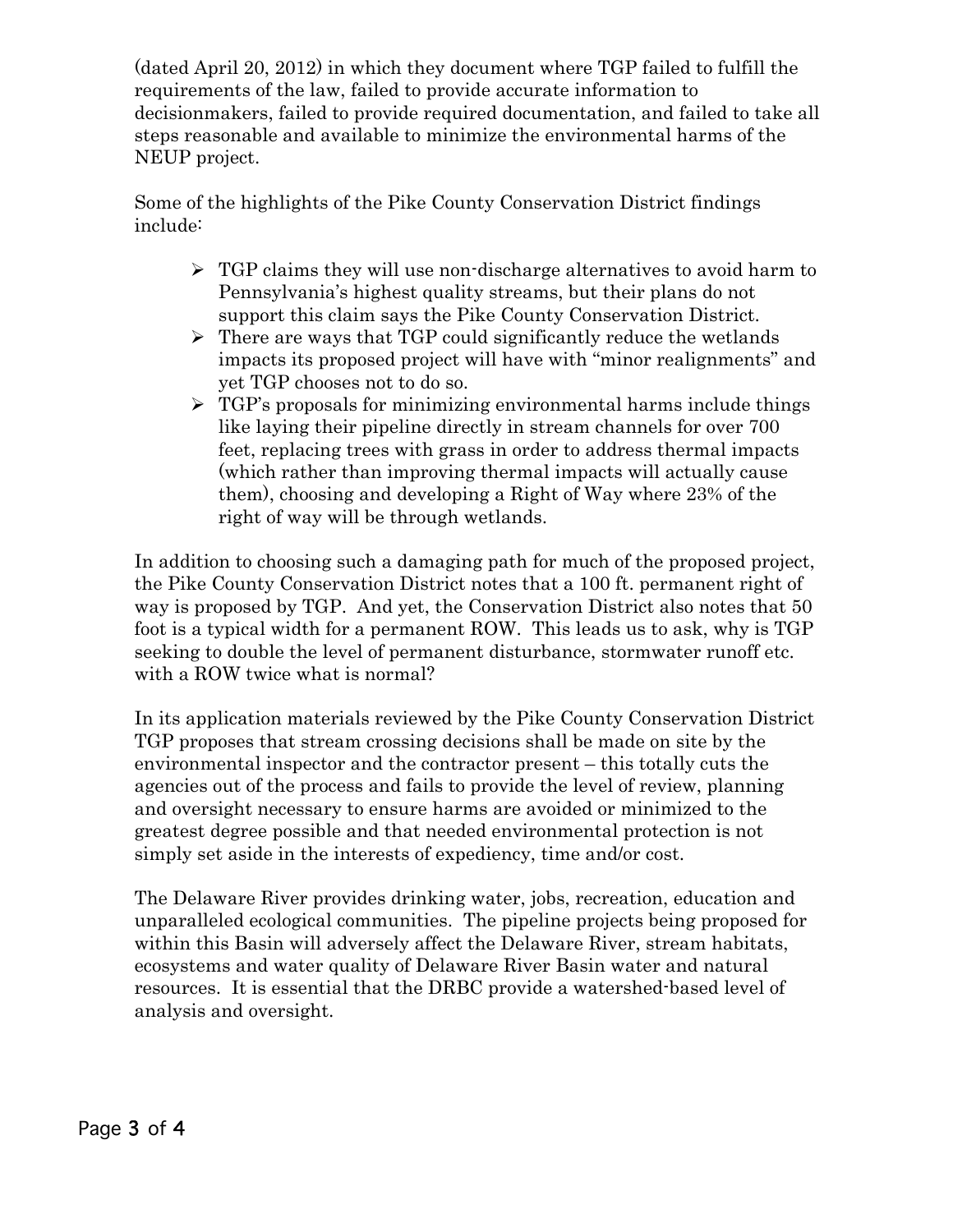(dated April 20, 2012) in which they document where TGP failed to fulfill the requirements of the law, failed to provide accurate information to decisionmakers, failed to provide required documentation, and failed to take all steps reasonable and available to minimize the environmental harms of the NEUP project.

Some of the highlights of the Pike County Conservation District findings include:

- TGP claims they will use non-discharge alternatives to avoid harm to Pennsylvania's highest quality streams, but their plans do not support this claim says the Pike County Conservation District.
- There are ways that TGP could significantly reduce the wetlands impacts its proposed project will have with "minor realignments" and yet TGP chooses not to do so.
- TGP's proposals for minimizing environmental harms include things like laying their pipeline directly in stream channels for over 700 feet, replacing trees with grass in order to address thermal impacts (which rather than improving thermal impacts will actually cause them), choosing and developing a Right of Way where 23% of the right of way will be through wetlands.

In addition to choosing such a damaging path for much of the proposed project, the Pike County Conservation District notes that a 100 ft. permanent right of way is proposed by TGP. And yet, the Conservation District also notes that 50 foot is a typical width for a permanent ROW. This leads us to ask, why is TGP seeking to double the level of permanent disturbance, stormwater runoff etc. with a ROW twice what is normal?

In its application materials reviewed by the Pike County Conservation District TGP proposes that stream crossing decisions shall be made on site by the environmental inspector and the contractor present – this totally cuts the agencies out of the process and fails to provide the level of review, planning and oversight necessary to ensure harms are avoided or minimized to the greatest degree possible and that needed environmental protection is not simply set aside in the interests of expediency, time and/or cost.

The Delaware River provides drinking water, jobs, recreation, education and unparalleled ecological communities. The pipeline projects being proposed for within this Basin will adversely affect the Delaware River, stream habitats, ecosystems and water quality of Delaware River Basin water and natural resources. It is essential that the DRBC provide a watershed-based level of analysis and oversight.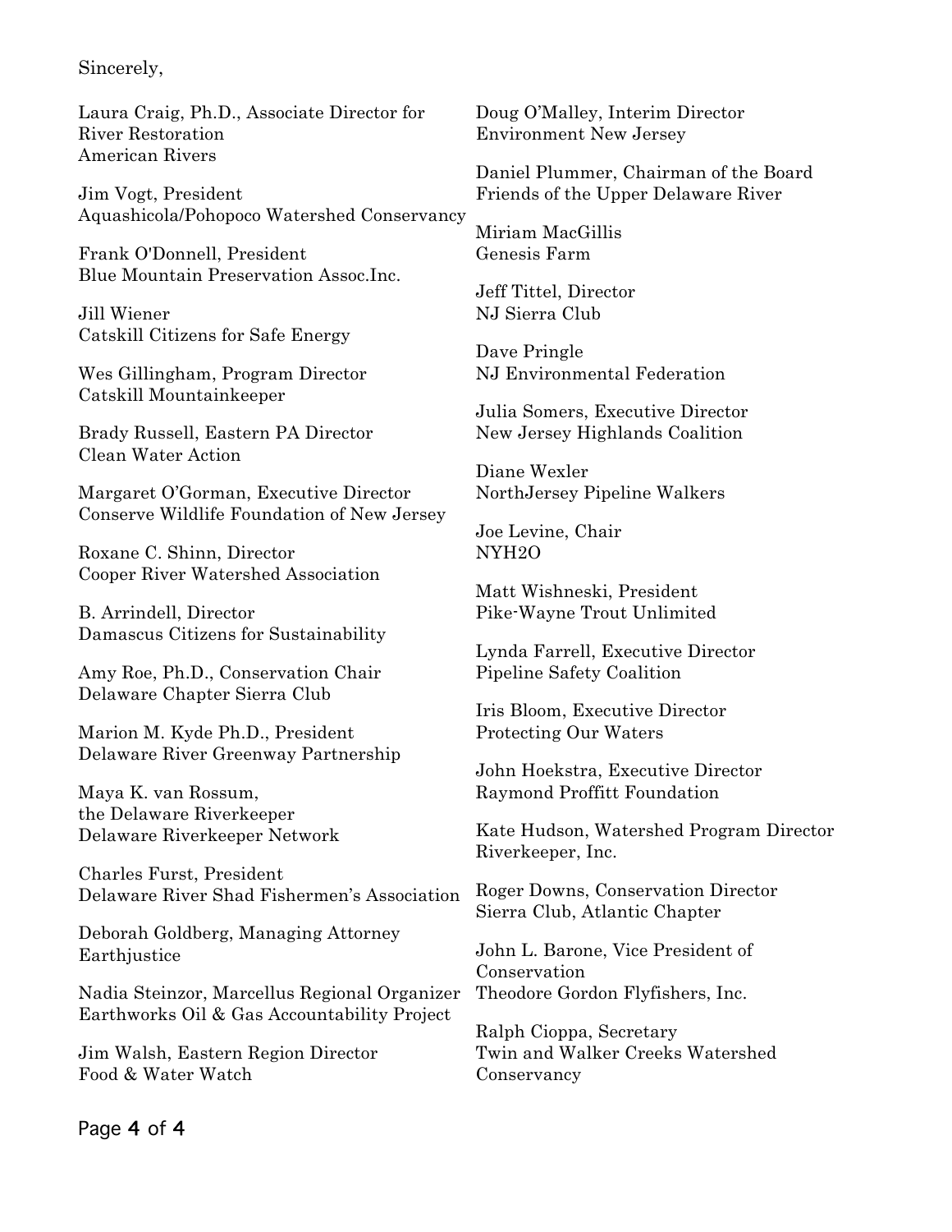Sincerely,

Laura Craig, Ph.D., Associate Director for River Restoration
American Rivers

Jim Vogt, President
Aquashicola/Pohopoco Watershed Conservancy

Frank O'Donnell, President
Blue Mountain Preservation Assoc.Inc.

Jill Wiener
Catskill Citizens for Safe Energy

Wes Gillingham, Program Director
Catskill Mountainkeeper

Brady Russell, Eastern PA Director
Clean Water Action

Margaret O'Gorman, Executive Director
Conserve Wildlife Foundation of New Jersey

Roxane C. Shinn, Director
Cooper River Watershed Association

B. Arrindell, Director
Damascus Citizens for Sustainability

Amy Roe, Ph.D., Conservation Chair
Delaware Chapter Sierra Club

Marion M. Kyde Ph.D., President
Delaware River Greenway Partnership

Maya K. van Rossum,
the Delaware Riverkeeper
Delaware Riverkeeper Network

Charles Furst, President
Delaware River Shad Fishermen's Association

Deborah Goldberg, Managing Attorney
Earthjustice

Nadia Steinzor, Marcellus Regional Organizer
Earthworks Oil & Gas Accountability Project

Jim Walsh, Eastern Region Director
Food & Water Watch

Doug O'Malley, Interim Director
Environment New Jersey

Daniel Plummer, Chairman of the Board
Friends of the Upper Delaware River

Miriam MacGillis
Genesis Farm

Jeff Tittel, Director
NJ Sierra Club

Dave Pringle
NJ Environmental Federation

Julia Somers, Executive Director
New Jersey Highlands Coalition

Diane Wexler
NorthJersey Pipeline Walkers

Joe Levine, Chair
NYH2O

Matt Wishneski, President
Pike-Wayne Trout Unlimited

Lynda Farrell, Executive Director
Pipeline Safety Coalition

Iris Bloom, Executive Director
Protecting Our Waters

John Hoekstra, Executive Director
Raymond Proffitt Foundation

Kate Hudson, Watershed Program Director
Riverkeeper, Inc.

Roger Downs, Conservation Director
Sierra Club, Atlantic Chapter

John L. Barone, Vice President of Conservation
Theodore Gordon Flyfishers, Inc.

Ralph Cioppa, Secretary
Twin and Walker Creeks Watershed Conservancy